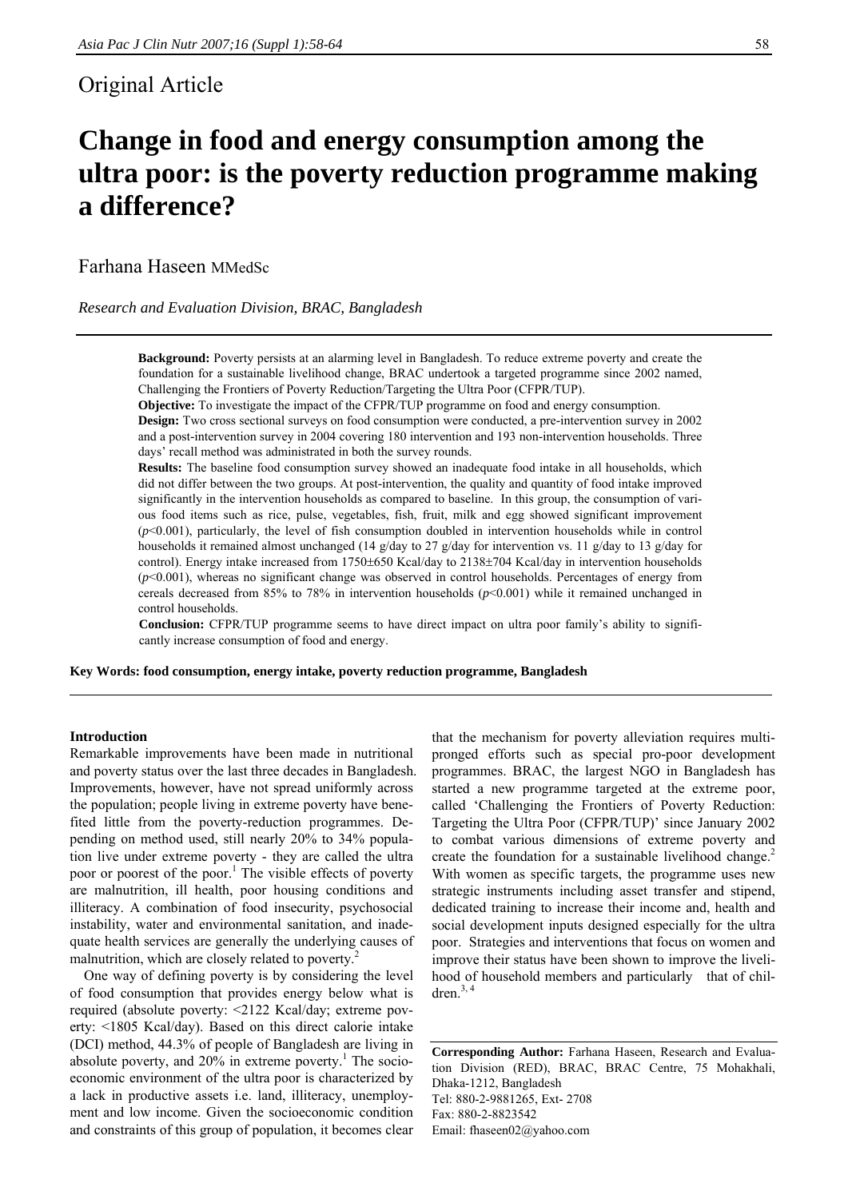## Original Article

# Change in food and energy consumption among the ultra poor: is the poverty reduction programme making a difference?

Farhana Haseen MMedSc

*Research and Evaluation Division, BRAC, Bangladesh*

**Background:** Poverty persists at an alarming level in Bangladesh. To reduce extreme poverty and create the foundation for a sustainable livelihood change, BRAC undertook a targeted programme since 2002 named, Challenging the Frontiers of Poverty Reduction/Targeting the Ultra Poor (CFPR/TUP).

**Objective:** To investigate the impact of the CFPR/TUP programme on food and energy consumption.

**Design:** Two cross sectional surveys on food consumption were conducted, a pre-intervention survey in 2002 and a post-intervention survey in 2004 covering 180 intervention and 193 non-intervention households. Three days' recall method was administrated in both the survey rounds.

**Results:** The baseline food consumption survey showed an inadequate food intake in all households, which did not differ between the two groups. At post-intervention, the quality and quantity of food intake improved significantly in the intervention households as compared to baseline. In this group, the consumption of various food items such as rice, pulse, vegetables, fish, fruit, milk and egg showed significant improvement ($p<0.001$), particularly, the level of fish consumption doubled in intervention households while in control households it remained almost unchanged (14 g/day to 27 g/day for intervention vs. 11 g/day to 13 g/day for control). Energy intake increased from 1750±650 Kcal/day to 2138±704 Kcal/day in intervention households ($p<0.001$), whereas no significant change was observed in control households. Percentages of energy from cereals decreased from 85% to 78% in intervention households ($p<0.001$) while it remained unchanged in control households.

**Conclusion:** CFPR/TUP programme seems to have direct impact on ultra poor family's ability to significantly increase consumption of food and energy.

**Key Words: food consumption, energy intake, poverty reduction programme, Bangladesh**

## Introduction

Remarkable improvements have been made in nutritional and poverty status over the last three decades in Bangladesh. Improvements, however, have not spread uniformly across the population; people living in extreme poverty have benefited little from the poverty-reduction programmes. Depending on method used, still nearly 20% to 34% population live under extreme poverty - they are called the ultra poor or poorest of the poor.[1] The visible effects of poverty are malnutrition, ill health, poor housing conditions and illiteracy. A combination of food insecurity, psychosocial instability, water and environmental sanitation, and inadequate health services are generally the underlying causes of malnutrition, which are closely related to poverty.[2]

One way of defining poverty is by considering the level of food consumption that provides energy below what is required (absolute poverty: <2122 Kcal/day; extreme poverty: <1805 Kcal/day). Based on this direct calorie intake (DCI) method, 44.3% of people of Bangladesh are living in absolute poverty, and 20% in extreme poverty.[1] The socio-economic environment of the ultra poor is characterized by a lack in productive assets i.e. land, illiteracy, unemployment and low income. Given the socioeconomic condition and constraints of this group of population, it becomes clear that the mechanism for poverty alleviation requires multi-pronged efforts such as special pro-poor development programmes. BRAC, the largest NGO in Bangladesh has started a new programme targeted at the extreme poor, called 'Challenging the Frontiers of Poverty Reduction: Targeting the Ultra Poor (CFPR/TUP)' since January 2002 to combat various dimensions of extreme poverty and create the foundation for a sustainable livelihood change.[2] With women as specific targets, the programme uses new strategic instruments including asset transfer and stipend, dedicated training to increase their income and, health and social development inputs designed especially for the ultra poor. Strategies and interventions that focus on women and improve their status have been shown to improve the livelihood of household members and particularly that of children.[3, 4]

**Corresponding Author:** Farhana Haseen, Research and Evaluation Division (RED), BRAC, BRAC Centre, 75 Mohakhali, Dhaka-1212, Bangladesh
Tel: 880-2-9881265, Ext- 2708
Fax: 880-2-8823542
Email: fhaseen02@yahoo.com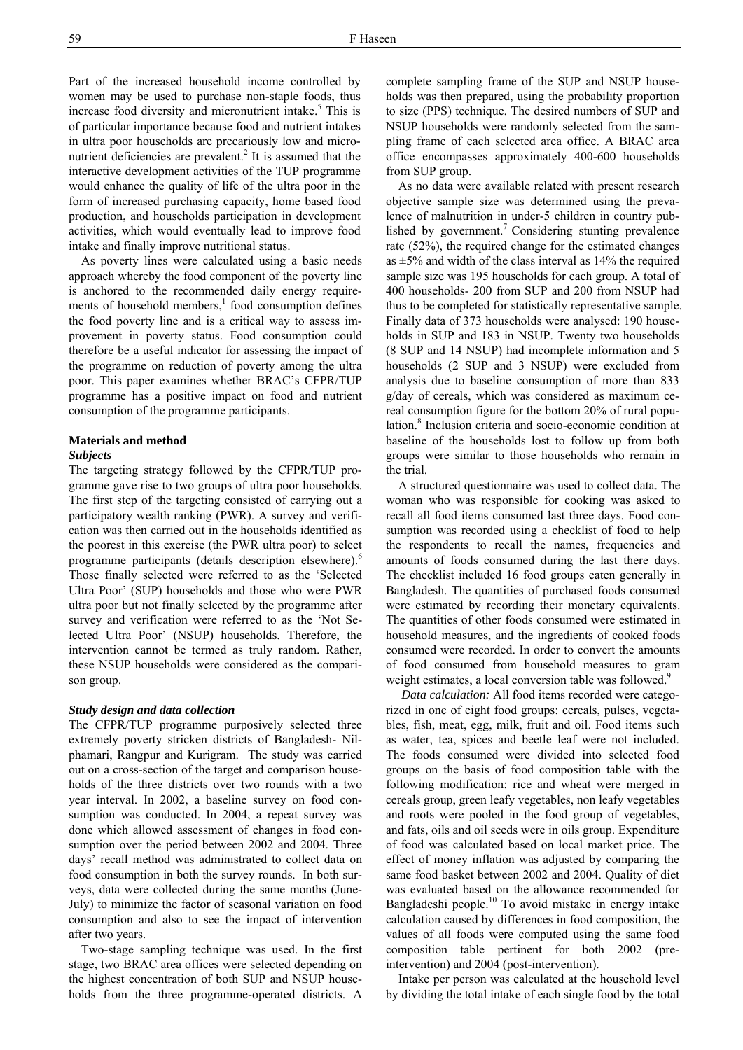Part of the increased household income controlled by women may be used to purchase non-staple foods, thus increase food diversity and micronutrient intake.[5] This is of particular importance because food and nutrient intakes in ultra poor households are precariously low and micronutrient deficiencies are prevalent.[2] It is assumed that the interactive development activities of the TUP programme would enhance the quality of life of the ultra poor in the form of increased purchasing capacity, home based food production, and households participation in development activities, which would eventually lead to improve food intake and finally improve nutritional status.

As poverty lines were calculated using a basic needs approach whereby the food component of the poverty line is anchored to the recommended daily energy requirements of household members,[1] food consumption defines the food poverty line and is a critical way to assess improvement in poverty status. Food consumption could therefore be a useful indicator for assessing the impact of the programme on reduction of poverty among the ultra poor. This paper examines whether BRAC's CFPR/TUP programme has a positive impact on food and nutrient consumption of the programme participants.

## Materials and method

### *Subjects*

The targeting strategy followed by the CFPR/TUP programme gave rise to two groups of ultra poor households. The first step of the targeting consisted of carrying out a participatory wealth ranking (PWR). A survey and verification was then carried out in the households identified as the poorest in this exercise (the PWR ultra poor) to select programme participants (details description elsewhere).[6] Those finally selected were referred to as the 'Selected Ultra Poor' (SUP) households and those who were PWR ultra poor but not finally selected by the programme after survey and verification were referred to as the 'Not Selected Ultra Poor' (NSUP) households. Therefore, the intervention cannot be termed as truly random. Rather, these NSUP households were considered as the comparison group.

### *Study design and data collection*

The CFPR/TUP programme purposively selected three extremely poverty stricken districts of Bangladesh- Nilphamari, Rangpur and Kurigram. The study was carried out on a cross-section of the target and comparison households of the three districts over two rounds with a two year interval. In 2002, a baseline survey on food consumption was conducted. In 2004, a repeat survey was done which allowed assessment of changes in food consumption over the period between 2002 and 2004. Three days' recall method was administrated to collect data on food consumption in both the survey rounds. In both surveys, data were collected during the same months (June-July) to minimize the factor of seasonal variation on food consumption and also to see the impact of intervention after two years.

Two-stage sampling technique was used. In the first stage, two BRAC area offices were selected depending on the highest concentration of both SUP and NSUP households from the three programme-operated districts. A complete sampling frame of the SUP and NSUP households was then prepared, using the probability proportion to size (PPS) technique. The desired numbers of SUP and NSUP households were randomly selected from the sampling frame of each selected area office. A BRAC area office encompasses approximately 400-600 households from SUP group.

As no data were available related with present research objective sample size was determined using the prevalence of malnutrition in under-5 children in country published by government.[7] Considering stunting prevalence rate (52%), the required change for the estimated changes as ±5% and width of the class interval as 14% the required sample size was 195 households for each group. A total of 400 households- 200 from SUP and 200 from NSUP had thus to be completed for statistically representative sample. Finally data of 373 households were analysed: 190 households in SUP and 183 in NSUP. Twenty two households (8 SUP and 14 NSUP) had incomplete information and 5 households (2 SUP and 3 NSUP) were excluded from analysis due to baseline consumption of more than 833 g/day of cereals, which was considered as maximum cereal consumption figure for the bottom 20% of rural population.[8] Inclusion criteria and socio-economic condition at baseline of the households lost to follow up from both groups were similar to those households who remain in the trial.

A structured questionnaire was used to collect data. The woman who was responsible for cooking was asked to recall all food items consumed last three days. Food consumption was recorded using a checklist of food to help the respondents to recall the names, frequencies and amounts of foods consumed during the last there days. The checklist included 16 food groups eaten generally in Bangladesh. The quantities of purchased foods consumed were estimated by recording their monetary equivalents. The quantities of other foods consumed were estimated in household measures, and the ingredients of cooked foods consumed were recorded. In order to convert the amounts of food consumed from household measures to gram weight estimates, a local conversion table was followed.[9]

*Data calculation:* All food items recorded were categorized in one of eight food groups: cereals, pulses, vegetables, fish, meat, egg, milk, fruit and oil. Food items such as water, tea, spices and beetle leaf were not included. The foods consumed were divided into selected food groups on the basis of food composition table with the following modification: rice and wheat were merged in cereals group, green leafy vegetables, non leafy vegetables and roots were pooled in the food group of vegetables, and fats, oils and oil seeds were in oils group. Expenditure of food was calculated based on local market price. The effect of money inflation was adjusted by comparing the same food basket between 2002 and 2004. Quality of diet was evaluated based on the allowance recommended for Bangladeshi people.[10] To avoid mistake in energy intake calculation caused by differences in food composition, the values of all foods were computed using the same food composition table pertinent for both 2002 (pre-intervention) and 2004 (post-intervention).

Intake per person was calculated at the household level by dividing the total intake of each single food by the total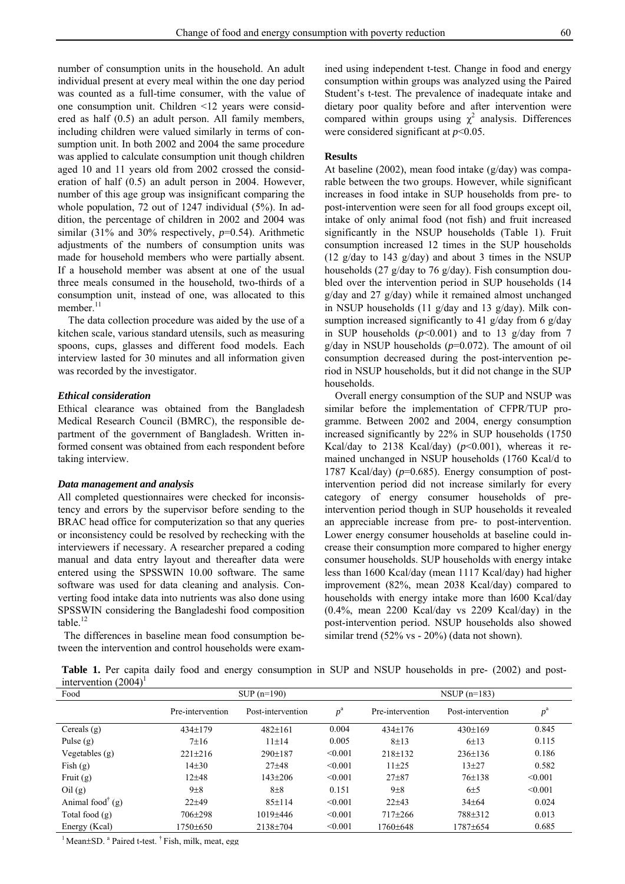number of consumption units in the household. An adult individual present at every meal within the one day period was counted as a full-time consumer, with the value of one consumption unit. Children <12 years were considered as half (0.5) an adult person. All family members, including children were valued similarly in terms of consumption unit. In both 2002 and 2004 the same procedure was applied to calculate consumption unit though children aged 10 and 11 years old from 2002 crossed the consideration of half (0.5) an adult person in 2004. However, number of this age group was insignificant comparing the whole population, 72 out of 1247 individual (5%). In addition, the percentage of children in 2002 and 2004 was similar (31% and 30% respectively, $p$=0.54). Arithmetic adjustments of the numbers of consumption units was made for household members who were partially absent. If a household member was absent at one of the usual three meals consumed in the household, two-thirds of a consumption unit, instead of one, was allocated to this member.[11]

The data collection procedure was aided by the use of a kitchen scale, various standard utensils, such as measuring spoons, cups, glasses and different food models. Each interview lasted for 30 minutes and all information given was recorded by the investigator.

### *Ethical consideration*

Ethical clearance was obtained from the Bangladesh Medical Research Council (BMRC), the responsible department of the government of Bangladesh. Written informed consent was obtained from each respondent before taking interview.

### *Data management and analysis*

All completed questionnaires were checked for inconsistency and errors by the supervisor before sending to the BRAC head office for computerization so that any queries or inconsistency could be resolved by rechecking with the interviewers if necessary. A researcher prepared a coding manual and data entry layout and thereafter data were entered using the SPSSWIN 10.00 software. The same software was used for data cleaning and analysis. Converting food intake data into nutrients was also done using SPSSWIN considering the Bangladeshi food composition table.[12]

The differences in baseline mean food consumption between the intervention and control households were examined using independent t-test. Change in food and energy consumption within groups was analyzed using the Paired Student's t-test. The prevalence of inadequate intake and dietary poor quality before and after intervention were compared within groups using $\chi^2$ analysis. Differences were considered significant at $p$<0.05.

### **Results**

At baseline (2002), mean food intake (g/day) was comparable between the two groups. However, while significant increases in food intake in SUP households from pre- to post-intervention were seen for all food groups except oil, intake of only animal food (not fish) and fruit increased significantly in the NSUP households (Table 1). Fruit consumption increased 12 times in the SUP households (12 g/day to 143 g/day) and about 3 times in the NSUP households (27 g/day to 76 g/day). Fish consumption doubled over the intervention period in SUP households (14 g/day and 27 g/day) while it remained almost unchanged in NSUP households (11 g/day and 13 g/day). Milk consumption increased significantly to 41 g/day from 6 g/day in SUP households ($p$<0.001) and to 13 g/day from 7 g/day in NSUP households ($p$=0.072). The amount of oil consumption decreased during the post-intervention period in NSUP households, but it did not change in the SUP households.

Overall energy consumption of the SUP and NSUP was similar before the implementation of CFPR/TUP programme. Between 2002 and 2004, energy consumption increased significantly by 22% in SUP households (1750 Kcal/day to 2138 Kcal/day) ($p$<0.001), whereas it remained unchanged in NSUP households (1760 Kcal/d to 1787 Kcal/day) ($p$=0.685). Energy consumption of post-intervention period did not increase similarly for every category of energy consumer households of pre-intervention period though in SUP households it revealed an appreciable increase from pre- to post-intervention. Lower energy consumer households at baseline could increase their consumption more compared to higher energy consumer households. SUP households with energy intake less than 1600 Kcal/day (mean 1117 Kcal/day) had higher improvement (82%, mean 2038 Kcal/day) compared to households with energy intake more than l600 Kcal/day (0.4%, mean 2200 Kcal/day vs 2209 Kcal/day) in the post-intervention period. NSUP households also showed similar trend (52% vs - 20%) (data not shown).

**Table 1.** Per capita daily food and energy consumption in SUP and NSUP households in pre- (2002) and post-intervention (2004)[1]

| Food | SUP (n=190) | | | NSUP (n=183) | | |
|---|---|---|---|---|---|---|
| | Pre-intervention | Post-intervention | $p^a$ | Pre-intervention | Post-intervention | $p^a$ |
| Cereals (g) | 434±179 | 482±161 | 0.004 | 434±176 | 430±169 | 0.845 |
| Pulse (g) | 7±16 | 11±14 | 0.005 | 8±13 | 6±13 | 0.115 |
| Vegetables (g) | 221±216 | 290±187 | <0.001 | 218±132 | 236±136 | 0.186 |
| Fish (g) | 14±30 | 27±48 | <0.001 | 11±25 | 13±27 | 0.582 |
| Fruit (g) | 12±48 | 143±206 | <0.001 | 27±87 | 76±138 | <0.001 |
| Oil (g) | 9±8 | 8±8 | 0.151 | 9±8 | 6±5 | <0.001 |
| Animal food[†] (g) | 22±49 | 85±114 | <0.001 | 22±43 | 34±64 | 0.024 |
| Total food (g) | 706±298 | 1019±446 | <0.001 | 717±266 | 788±312 | 0.013 |
| Energy (Kcal) | 1750±650 | 2138±704 | <0.001 | 1760±648 | 1787±654 | 0.685 |

[1] Mean±SD. [a] Paired t-test. [†] Fish, milk, meat, egg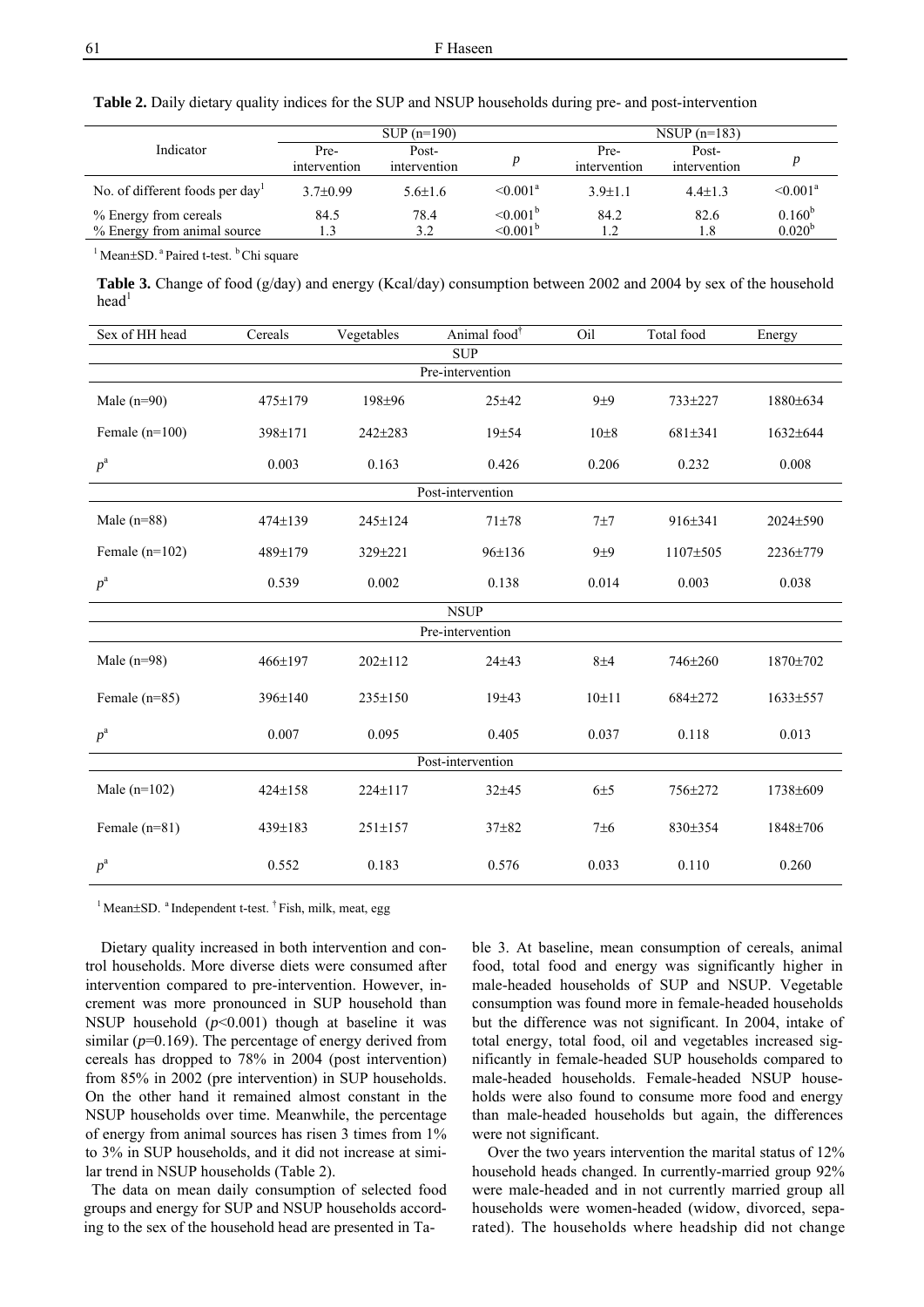**Table 2.** Daily dietary quality indices for the SUP and NSUP households during pre- and post-intervention

| Indicator | SUP (n=190) | | | NSUP (n=183) | | |
|---|---|---|---|---|---|---|
| | Pre-intervention | Post-intervention | $p$ | Pre-intervention | Post-intervention | $p$ |
| No. of different foods per day[1] | 3.7±0.99 | 5.6±1.6 | <0.001[a] | 3.9±1.1 | 4.4±1.3 | <0.001[a] |
| % Energy from cereals | 84.5 | 78.4 | <0.001[b] | 84.2 | 82.6 | 0.160[b] |
| % Energy from animal source | 1.3 | 3.2 | <0.001[b] | 1.2 | 1.8 | 0.020[b] |

[1] Mean±SD. [a] Paired t-test. [b] Chi square

**Table 3.** Change of food (g/day) and energy (Kcal/day) consumption between 2002 and 2004 by sex of the household head[1]

| Sex of HH head | Cereals | Vegetables | Animal food[†] | Oil | Total food | Energy |
|---|---|---|---|---|---|---|
| **SUP** | | | | | | |
| *Pre-intervention* | | | | | | |
| Male (n=90) | 475±179 | 198±96 | 25±42 | 9±9 | 733±227 | 1880±634 |
| Female (n=100) | 398±171 | 242±283 | 19±54 | 10±8 | 681±341 | 1632±644 |
| $p$[a] | 0.003 | 0.163 | 0.426 | 0.206 | 0.232 | 0.008 |
| *Post-intervention* | | | | | | |
| Male (n=88) | 474±139 | 245±124 | 71±78 | 7±7 | 916±341 | 2024±590 |
| Female (n=102) | 489±179 | 329±221 | 96±136 | 9±9 | 1107±505 | 2236±779 |
| $p$[a] | 0.539 | 0.002 | 0.138 | 0.014 | 0.003 | 0.038 |
| **NSUP** | | | | | | |
| *Pre-intervention* | | | | | | |
| Male (n=98) | 466±197 | 202±112 | 24±43 | 8±4 | 746±260 | 1870±702 |
| Female (n=85) | 396±140 | 235±150 | 19±43 | 10±11 | 684±272 | 1633±557 |
| $p$[a] | 0.007 | 0.095 | 0.405 | 0.037 | 0.118 | 0.013 |
| *Post-intervention* | | | | | | |
| Male (n=102) | 424±158 | 224±117 | 32±45 | 6±5 | 756±272 | 1738±609 |
| Female (n=81) | 439±183 | 251±157 | 37±82 | 7±6 | 830±354 | 1848±706 |
| $p$[a] | 0.552 | 0.183 | 0.576 | 0.033 | 0.110 | 0.260 |

[1] Mean±SD. [a] Independent t-test. [†] Fish, milk, meat, egg

Dietary quality increased in both intervention and control households. More diverse diets were consumed after intervention compared to pre-intervention. However, increment was more pronounced in SUP household than NSUP household ($p$<0.001) though at baseline it was similar ($p$=0.169). The percentage of energy derived from cereals has dropped to 78% in 2004 (post intervention) from 85% in 2002 (pre intervention) in SUP households. On the other hand it remained almost constant in the NSUP households over time. Meanwhile, the percentage of energy from animal sources has risen 3 times from 1% to 3% in SUP households, and it did not increase at similar trend in NSUP households (Table 2).

The data on mean daily consumption of selected food groups and energy for SUP and NSUP households according to the sex of the household head are presented in Table 3. At baseline, mean consumption of cereals, animal food, total food and energy was significantly higher in male-headed households of SUP and NSUP. Vegetable consumption was found more in female-headed households but the difference was not significant. In 2004, intake of total energy, total food, oil and vegetables increased significantly in female-headed SUP households compared to male-headed households. Female-headed NSUP households were also found to consume more food and energy than male-headed households but again, the differences were not significant.

Over the two years intervention the marital status of 12% household heads changed. In currently-married group 92% were male-headed and in not currently married group all households were women-headed (widow, divorced, separated). The households where headship did not change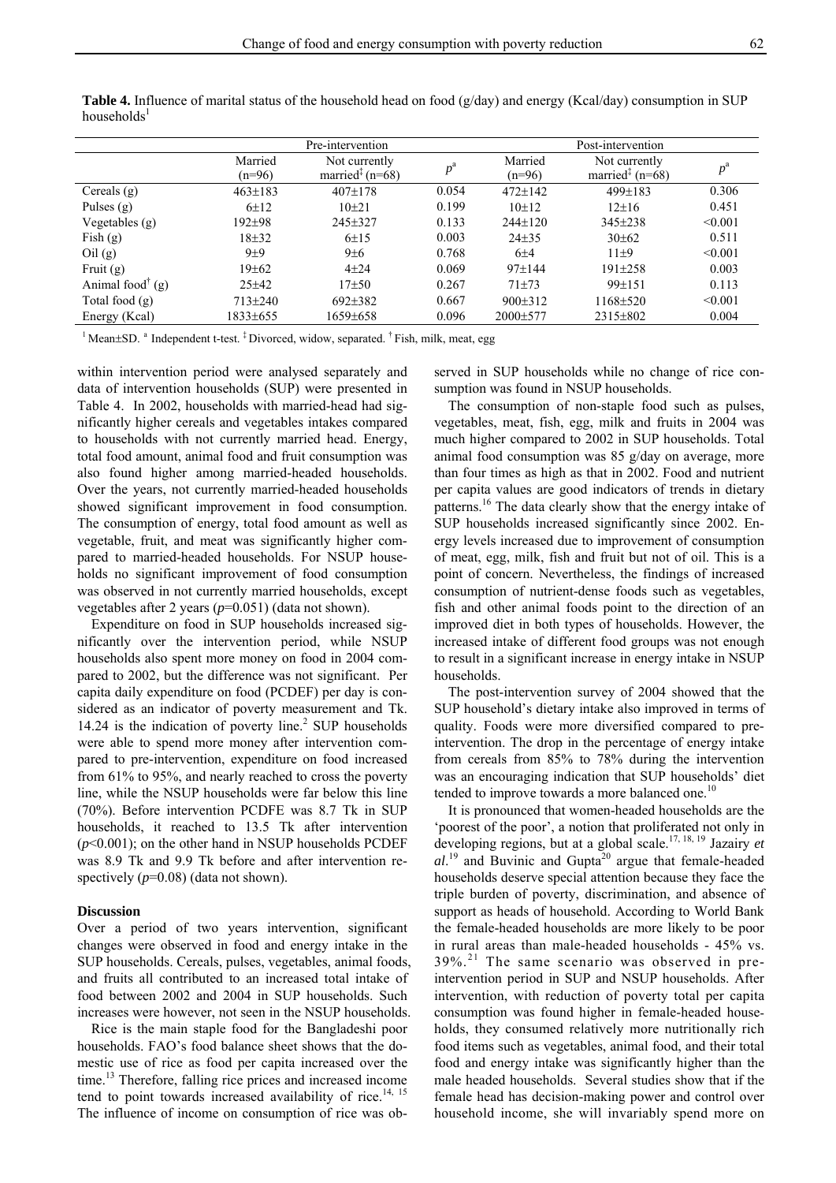**Table 4.** Influence of marital status of the household head on food (g/day) and energy (Kcal/day) consumption in SUP households[1]

| | Pre-intervention | | | Post-intervention | | |
|---|---|---|---|---|---|---|
| | Married (n=96) | Not currently married‡ (n=68) | $p^a$ | Married (n=96) | Not currently married‡ (n=68) | $p^a$ |
| Cereals (g) | 463±183 | 407±178 | 0.054 | 472±142 | 499±183 | 0.306 |
| Pulses (g) | 6±12 | 10±21 | 0.199 | 10±12 | 12±16 | 0.451 |
| Vegetables (g) | 192±98 | 245±327 | 0.133 | 244±120 | 345±238 | <0.001 |
| Fish (g) | 18±32 | 6±15 | 0.003 | 24±35 | 30±62 | 0.511 |
| Oil (g) | 9±9 | 9±6 | 0.768 | 6±4 | 11±9 | <0.001 |
| Fruit (g) | 19±62 | 4±24 | 0.069 | 97±144 | 191±258 | 0.003 |
| Animal food† (g) | 25±42 | 17±50 | 0.267 | 71±73 | 99±151 | 0.113 |
| Total food (g) | 713±240 | 692±382 | 0.667 | 900±312 | 1168±520 | <0.001 |
| Energy (Kcal) | 1833±655 | 1659±658 | 0.096 | 2000±577 | 2315±802 | 0.004 |

[1] Mean±SD. [a] Independent t-test. ‡ Divorced, widow, separated. † Fish, milk, meat, egg

within intervention period were analysed separately and data of intervention households (SUP) were presented in Table 4. In 2002, households with married-head had significantly higher cereals and vegetables intakes compared to households with not currently married head. Energy, total food amount, animal food and fruit consumption was also found higher among married-headed households. Over the years, not currently married-headed households showed significant improvement in food consumption. The consumption of energy, total food amount as well as vegetable, fruit, and meat was significantly higher compared to married-headed households. For NSUP households no significant improvement of food consumption was observed in not currently married households, except vegetables after 2 years ($p$=0.051) (data not shown).

Expenditure on food in SUP households increased significantly over the intervention period, while NSUP households also spent more money on food in 2004 compared to 2002, but the difference was not significant. Per capita daily expenditure on food (PCDEF) per day is considered as an indicator of poverty measurement and Tk. 14.24 is the indication of poverty line.[2] SUP households were able to spend more money after intervention compared to pre-intervention, expenditure on food increased from 61% to 95%, and nearly reached to cross the poverty line, while the NSUP households were far below this line (70%). Before intervention PCDFE was 8.7 Tk in SUP households, it reached to 13.5 Tk after intervention ($p$<0.001); on the other hand in NSUP households PCDEF was 8.9 Tk and 9.9 Tk before and after intervention respectively ($p$=0.08) (data not shown).

## Discussion

Over a period of two years intervention, significant changes were observed in food and energy intake in the SUP households. Cereals, pulses, vegetables, animal foods, and fruits all contributed to an increased total intake of food between 2002 and 2004 in SUP households. Such increases were however, not seen in the NSUP households.

Rice is the main staple food for the Bangladeshi poor households. FAO's food balance sheet shows that the domestic use of rice as food per capita increased over the time.[13] Therefore, falling rice prices and increased income tend to point towards increased availability of rice.[14, 15] The influence of income on consumption of rice was observed in SUP households while no change of rice consumption was found in NSUP households.

The consumption of non-staple food such as pulses, vegetables, meat, fish, egg, milk and fruits in 2004 was much higher compared to 2002 in SUP households. Total animal food consumption was 85 g/day on average, more than four times as high as that in 2002. Food and nutrient per capita values are good indicators of trends in dietary patterns.[16] The data clearly show that the energy intake of SUP households increased significantly since 2002. Energy levels increased due to improvement of consumption of meat, egg, milk, fish and fruit but not of oil. This is a point of concern. Nevertheless, the findings of increased consumption of nutrient-dense foods such as vegetables, fish and other animal foods point to the direction of an improved diet in both types of households. However, the increased intake of different food groups was not enough to result in a significant increase in energy intake in NSUP households.

The post-intervention survey of 2004 showed that the SUP household's dietary intake also improved in terms of quality. Foods were more diversified compared to pre-intervention. The drop in the percentage of energy intake from cereals from 85% to 78% during the intervention was an encouraging indication that SUP households' diet tended to improve towards a more balanced one.[10]

It is pronounced that women-headed households are the 'poorest of the poor', a notion that proliferated not only in developing regions, but at a global scale.[17, 18, 19] Jazairy *et al.*[19] and Buvinic and Gupta[20] argue that female-headed households deserve special attention because they face the triple burden of poverty, discrimination, and absence of support as heads of household. According to World Bank the female-headed households are more likely to be poor in rural areas than male-headed households - 45% vs. 39%.[21] The same scenario was observed in pre-intervention period in SUP and NSUP households. After intervention, with reduction of poverty total per capita consumption was found higher in female-headed households, they consumed relatively more nutritionally rich food items such as vegetables, animal food, and their total food and energy intake was significantly higher than the male headed households. Several studies show that if the female head has decision-making power and control over household income, she will invariably spend more on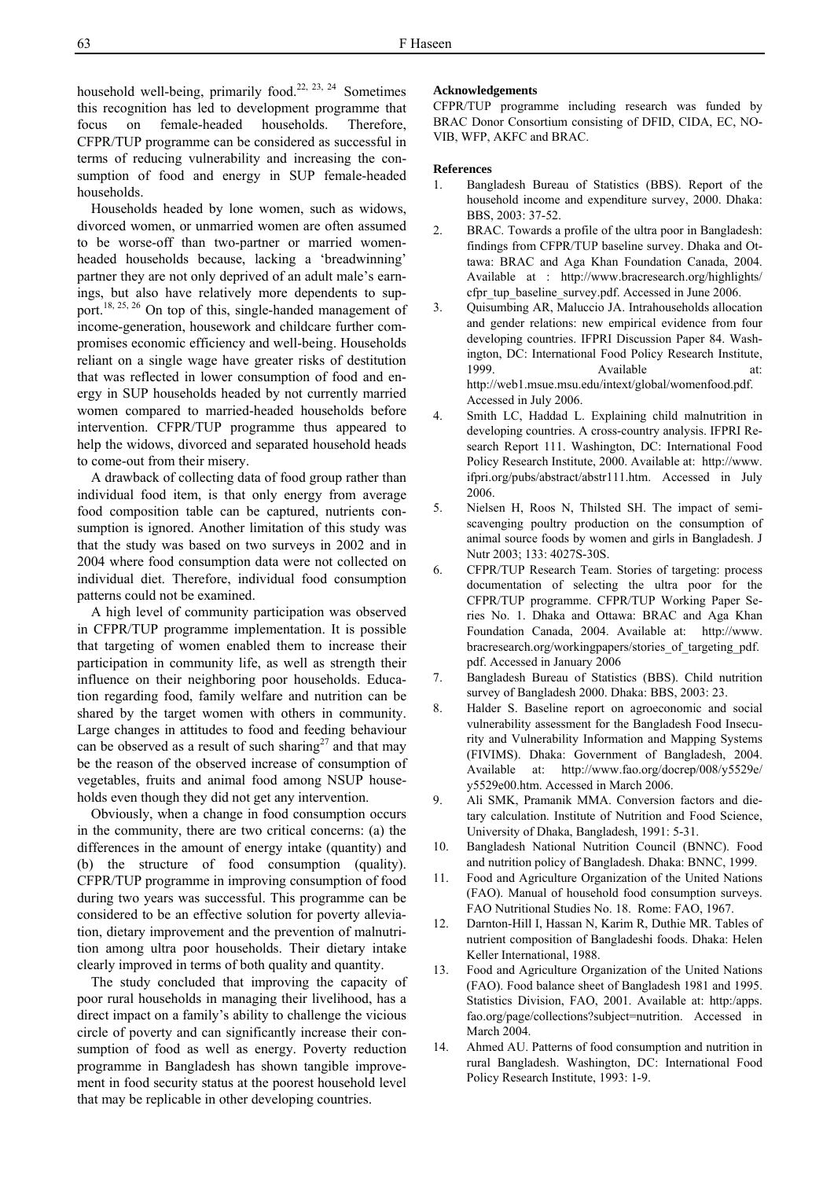household well-being, primarily food.[22, 23, 24] Sometimes this recognition has led to development programme that focus on female-headed households. Therefore, CFPR/TUP programme can be considered as successful in terms of reducing vulnerability and increasing the consumption of food and energy in SUP female-headed households.

Households headed by lone women, such as widows, divorced women, or unmarried women are often assumed to be worse-off than two-partner or married women-headed households because, lacking a 'breadwinning' partner they are not only deprived of an adult male's earnings, but also have relatively more dependents to support.[18, 25, 26] On top of this, single-handed management of income-generation, housework and childcare further compromises economic efficiency and well-being. Households reliant on a single wage have greater risks of destitution that was reflected in lower consumption of food and energy in SUP households headed by not currently married women compared to married-headed households before intervention. CFPR/TUP programme thus appeared to help the widows, divorced and separated household heads to come-out from their misery.

A drawback of collecting data of food group rather than individual food item, is that only energy from average food composition table can be captured, nutrients consumption is ignored. Another limitation of this study was that the study was based on two surveys in 2002 and in 2004 where food consumption data were not collected on individual diet. Therefore, individual food consumption patterns could not be examined.

A high level of community participation was observed in CFPR/TUP programme implementation. It is possible that targeting of women enabled them to increase their participation in community life, as well as strength their influence on their neighboring poor households. Education regarding food, family welfare and nutrition can be shared by the target women with others in community. Large changes in attitudes to food and feeding behaviour can be observed as a result of such sharing[27] and that may be the reason of the observed increase of consumption of vegetables, fruits and animal food among NSUP households even though they did not get any intervention.

Obviously, when a change in food consumption occurs in the community, there are two critical concerns: (a) the differences in the amount of energy intake (quantity) and (b) the structure of food consumption (quality). CFPR/TUP programme in improving consumption of food during two years was successful. This programme can be considered to be an effective solution for poverty alleviation, dietary improvement and the prevention of malnutrition among ultra poor households. Their dietary intake clearly improved in terms of both quality and quantity.

The study concluded that improving the capacity of poor rural households in managing their livelihood, has a direct impact on a family's ability to challenge the vicious circle of poverty and can significantly increase their consumption of food as well as energy. Poverty reduction programme in Bangladesh has shown tangible improvement in food security status at the poorest household level that may be replicable in other developing countries.

**Acknowledgements**

CFPR/TUP programme including research was funded by BRAC Donor Consortium consisting of DFID, CIDA, EC, NOVIB, WFP, AKFC and BRAC.

**References**

1. Bangladesh Bureau of Statistics (BBS). Report of the household income and expenditure survey, 2000. Dhaka: BBS, 2003: 37-52.
2. BRAC. Towards a profile of the ultra poor in Bangladesh: findings from CFPR/TUP baseline survey. Dhaka and Ottawa: BRAC and Aga Khan Foundation Canada, 2004. Available at : http://www.bracresearch.org/highlights/cfpr_tup_baseline_survey.pdf. Accessed in June 2006.
3. Quisumbing AR, Maluccio JA. Intrahouseholds allocation and gender relations: new empirical evidence from four developing countries. IFPRI Discussion Paper 84. Washington, DC: International Food Policy Research Institute, 1999. Available at: http://web1.msue.msu.edu/intext/global/womenfood.pdf. Accessed in July 2006.
4. Smith LC, Haddad L. Explaining child malnutrition in developing countries. A cross-country analysis. IFPRI Research Report 111. Washington, DC: International Food Policy Research Institute, 2000. Available at: http://www.ifpri.org/pubs/abstract/abstr111.htm. Accessed in July 2006.
5. Nielsen H, Roos N, Thilsted SH. The impact of semi-scavenging poultry production on the consumption of animal source foods by women and girls in Bangladesh. J Nutr 2003; 133: 4027S-30S.
6. CFPR/TUP Research Team. Stories of targeting: process documentation of selecting the ultra poor for the CFPR/TUP programme. CFPR/TUP Working Paper Series No. 1. Dhaka and Ottawa: BRAC and Aga Khan Foundation Canada, 2004. Available at: http://www.bracresearch.org/workingpapers/stories_of_targeting_pdf.pdf. Accessed in January 2006
7. Bangladesh Bureau of Statistics (BBS). Child nutrition survey of Bangladesh 2000. Dhaka: BBS, 2003: 23.
8. Halder S. Baseline report on agroeconomic and social vulnerability assessment for the Bangladesh Food Insecurity and Vulnerability Information and Mapping Systems (FIVIMS). Dhaka: Government of Bangladesh, 2004. Available at: http://www.fao.org/docrep/008/y5529e/y5529e00.htm. Accessed in March 2006.
9. Ali SMK, Pramanik MMA. Conversion factors and dietary calculation. Institute of Nutrition and Food Science, University of Dhaka, Bangladesh, 1991: 5-31.
10. Bangladesh National Nutrition Council (BNNC). Food and nutrition policy of Bangladesh. Dhaka: BNNC, 1999.
11. Food and Agriculture Organization of the United Nations (FAO). Manual of household food consumption surveys. FAO Nutritional Studies No. 18. Rome: FAO, 1967.
12. Darnton-Hill I, Hassan N, Karim R, Duthie MR. Tables of nutrient composition of Bangladeshi foods. Dhaka: Helen Keller International, 1988.
13. Food and Agriculture Organization of the United Nations (FAO). Food balance sheet of Bangladesh 1981 and 1995. Statistics Division, FAO, 2001. Available at: http:/apps.fao.org/page/collections?subject=nutrition. Accessed in March 2004.
14. Ahmed AU. Patterns of food consumption and nutrition in rural Bangladesh. Washington, DC: International Food Policy Research Institute, 1993: 1-9.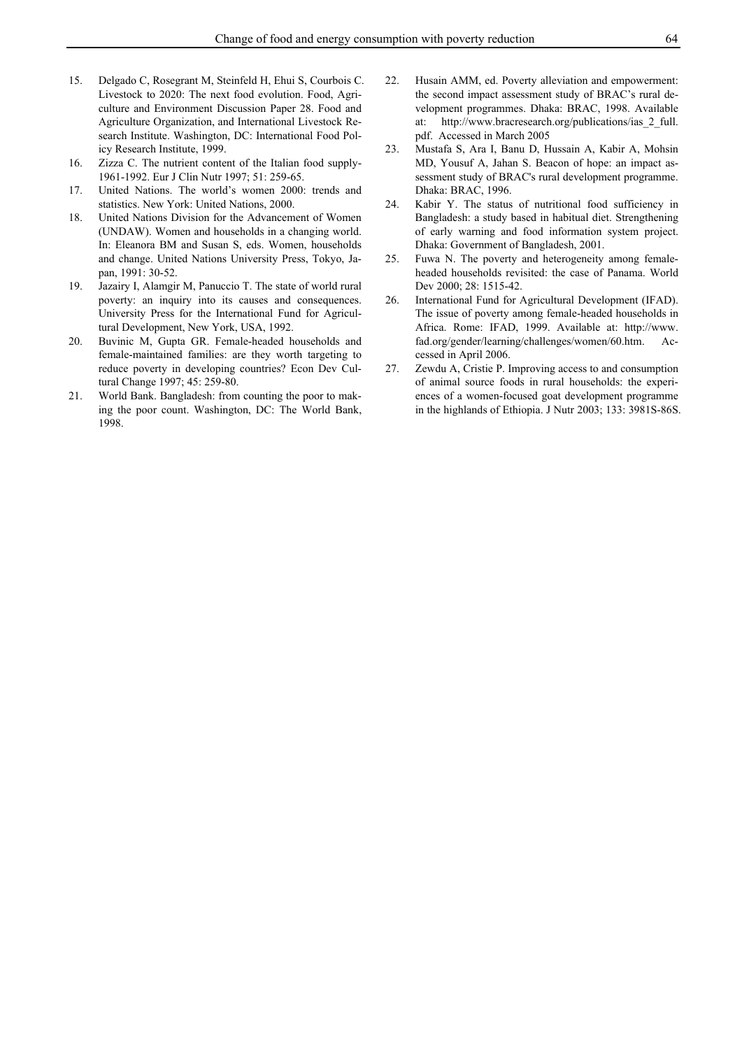15. Delgado C, Rosegrant M, Steinfeld H, Ehui S, Courbois C. Livestock to 2020: The next food evolution. Food, Agriculture and Environment Discussion Paper 28. Food and Agriculture Organization, and International Livestock Research Institute. Washington, DC: International Food Policy Research Institute, 1999.
16. Zizza C. The nutrient content of the Italian food supply-1961-1992. Eur J Clin Nutr 1997; 51: 259-65.
17. United Nations. The world's women 2000: trends and statistics. New York: United Nations, 2000.
18. United Nations Division for the Advancement of Women (UNDAW). Women and households in a changing world. In: Eleanora BM and Susan S, eds. Women, households and change. United Nations University Press, Tokyo, Japan, 1991: 30-52.
19. Jazairy I, Alamgir M, Panuccio T. The state of world rural poverty: an inquiry into its causes and consequences. University Press for the International Fund for Agricultural Development, New York, USA, 1992.
20. Buvinic M, Gupta GR. Female-headed households and female-maintained families: are they worth targeting to reduce poverty in developing countries? Econ Dev Cultural Change 1997; 45: 259-80.
21. World Bank. Bangladesh: from counting the poor to making the poor count. Washington, DC: The World Bank, 1998.
22. Husain AMM, ed. Poverty alleviation and empowerment: the second impact assessment study of BRAC's rural development programmes. Dhaka: BRAC, 1998. Available at: http://www.bracresearch.org/publications/ias_2_full.pdf. Accessed in March 2005
23. Mustafa S, Ara I, Banu D, Hussain A, Kabir A, Mohsin MD, Yousuf A, Jahan S. Beacon of hope: an impact assessment study of BRAC's rural development programme. Dhaka: BRAC, 1996.
24. Kabir Y. The status of nutritional food sufficiency in Bangladesh: a study based in habitual diet. Strengthening of early warning and food information system project. Dhaka: Government of Bangladesh, 2001.
25. Fuwa N. The poverty and heterogeneity among female-headed households revisited: the case of Panama. World Dev 2000; 28: 1515-42.
26. International Fund for Agricultural Development (IFAD). The issue of poverty among female-headed households in Africa. Rome: IFAD, 1999. Available at: http://www.fad.org/gender/learning/challenges/women/60.htm. Accessed in April 2006.
27. Zewdu A, Cristie P. Improving access to and consumption of animal source foods in rural households: the experiences of a women-focused goat development programme in the highlands of Ethiopia. J Nutr 2003; 133: 3981S-86S.